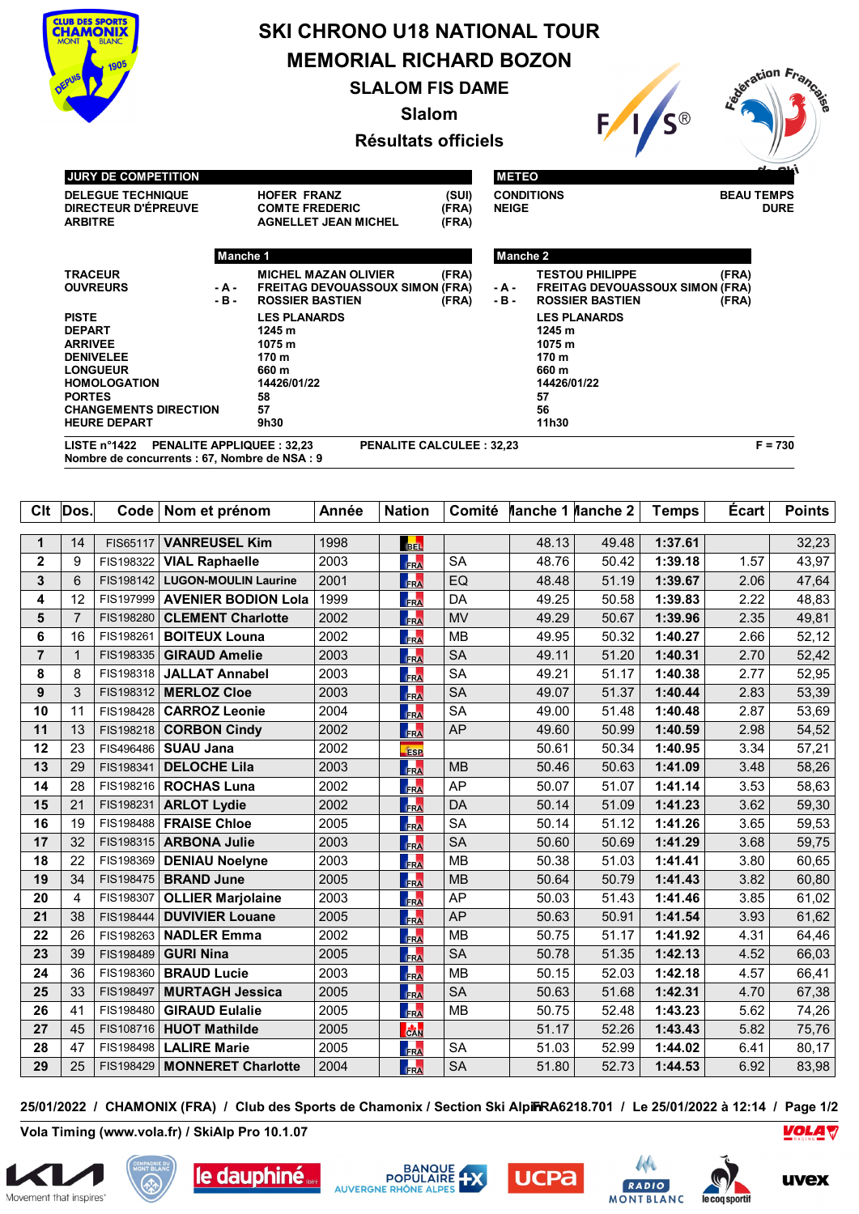# SKI CHRONO U18 NATIONAL TOUR

## MEMORIAL RICHARD BOZON

### SLALOM FIS DAME

### Slalom

### Résultats officiels

**JURY DE COMPETITION**

| | | |
|---|---|---|
| DELEGUE TECHNIQUE | HOFER FRANZ | (SUI) |
| DIRECTEUR D'ÉPREUVE | COMTE FREDERIC | (FRA) |
| ARBITRE | AGNELLET JEAN MICHEL | (FRA) |

**METEO**

| | |
|---|---|
| CONDITIONS | BEAU TEMPS |
| NEIGE | DURE |

| | Manche 1 | | Manche 2 | |
|---|---|---|---|---|
| TRACEUR | MICHEL MAZAN OLIVIER | (FRA) | TESTOU PHILIPPE | (FRA) |
| OUVREURS - A - | FREITAG DEVOUASSOUX SIMON | (FRA) | FREITAG DEVOUASSOUX SIMON | (FRA) |
| OUVREURS - B - | ROSSIER BASTIEN | (FRA) | ROSSIER BASTIEN | (FRA) |
| PISTE | LES PLANARDS | | LES PLANARDS | |
| DEPART | 1245 m | | 1245 m | |
| ARRIVEE | 1075 m | | 1075 m | |
| DENIVELEE | 170 m | | 170 m | |
| LONGUEUR | 660 m | | 660 m | |
| HOMOLOGATION | 14426/01/22 | | 14426/01/22 | |
| PORTES | 58 | | 57 | |
| CHANGEMENTS DIRECTION | 57 | | 56 | |
| HEURE DEPART | 9h30 | | 11h30 | |

LISTE n°1422 PENALITE APPLIQUEE : 32,23 PENALITE CALCULEE : 32,23 F = 730

Nombre de concurrents : 67, Nombre de NSA : 9

| Clt | Dos. | Code | Nom et prénom | Année | Nation | Comité | Manche 1 | Manche 2 | Temps | Écart | Points |
|---|---|---|---|---|---|---|---|---|---|---|---|
| 1 | 14 | FIS65117 | **VANREUSEL Kim** | 1998 | BEL | | 48.13 | 49.48 | **1:37.61** | | 32,23 |
| 2 | 9 | FIS198322 | **VIAL Raphaelle** | 2003 | FRA | SA | 48.76 | 50.42 | **1:39.18** | 1.57 | 43,97 |
| 3 | 6 | FIS198142 | **LUGON-MOULIN Laurine** | 2001 | FRA | EQ | 48.48 | 51.19 | **1:39.67** | 2.06 | 47,64 |
| 4 | 12 | FIS197999 | **AVENIER BODION Lola** | 1999 | FRA | DA | 49.25 | 50.58 | **1:39.83** | 2.22 | 48,83 |
| 5 | 7 | FIS198280 | **CLEMENT Charlotte** | 2002 | FRA | MV | 49.29 | 50.67 | **1:39.96** | 2.35 | 49,81 |
| 6 | 16 | FIS198261 | **BOITEUX Louna** | 2002 | FRA | MB | 49.95 | 50.32 | **1:40.27** | 2.66 | 52,12 |
| 7 | 1 | FIS198335 | **GIRAUD Amelie** | 2003 | FRA | SA | 49.11 | 51.20 | **1:40.31** | 2.70 | 52,42 |
| 8 | 8 | FIS198318 | **JALLAT Annabel** | 2003 | FRA | SA | 49.21 | 51.17 | **1:40.38** | 2.77 | 52,95 |
| 9 | 3 | FIS198312 | **MERLOZ Cloe** | 2003 | FRA | SA | 49.07 | 51.37 | **1:40.44** | 2.83 | 53,39 |
| 10 | 11 | FIS198428 | **CARROZ Leonie** | 2004 | FRA | SA | 49.00 | 51.48 | **1:40.48** | 2.87 | 53,69 |
| 11 | 13 | FIS198218 | **CORBON Cindy** | 2002 | FRA | AP | 49.60 | 50.99 | **1:40.59** | 2.98 | 54,52 |
| 12 | 23 | FIS496486 | **SUAU Jana** | 2002 | ESP | | 50.61 | 50.34 | **1:40.95** | 3.34 | 57,21 |
| 13 | 29 | FIS198341 | **DELOCHE Lila** | 2003 | FRA | MB | 50.46 | 50.63 | **1:41.09** | 3.48 | 58,26 |
| 14 | 28 | FIS198216 | **ROCHAS Luna** | 2002 | FRA | AP | 50.07 | 51.07 | **1:41.14** | 3.53 | 58,63 |
| 15 | 21 | FIS198231 | **ARLOT Lydie** | 2002 | FRA | DA | 50.14 | 51.09 | **1:41.23** | 3.62 | 59,30 |
| 16 | 19 | FIS198488 | **FRAISE Chloe** | 2005 | FRA | SA | 50.14 | 51.12 | **1:41.26** | 3.65 | 59,53 |
| 17 | 32 | FIS198315 | **ARBONA Julie** | 2003 | FRA | SA | 50.60 | 50.69 | **1:41.29** | 3.68 | 59,75 |
| 18 | 22 | FIS198369 | **DENIAU Noelyne** | 2003 | FRA | MB | 50.38 | 51.03 | **1:41.41** | 3.80 | 60,65 |
| 19 | 34 | FIS198475 | **BRAND June** | 2005 | FRA | MB | 50.64 | 50.79 | **1:41.43** | 3.82 | 60,80 |
| 20 | 4 | FIS198307 | **OLLIER Marjolaine** | 2003 | FRA | AP | 50.03 | 51.43 | **1:41.46** | 3.85 | 61,02 |
| 21 | 38 | FIS198444 | **DUVIVIER Louane** | 2005 | FRA | AP | 50.63 | 50.91 | **1:41.54** | 3.93 | 61,62 |
| 22 | 26 | FIS198263 | **NADLER Emma** | 2002 | FRA | MB | 50.75 | 51.17 | **1:41.92** | 4.31 | 64,46 |
| 23 | 39 | FIS198489 | **GURI Nina** | 2005 | FRA | SA | 50.78 | 51.35 | **1:42.13** | 4.52 | 66,03 |
| 24 | 36 | FIS198360 | **BRAUD Lucie** | 2003 | FRA | MB | 50.15 | 52.03 | **1:42.18** | 4.57 | 66,41 |
| 25 | 33 | FIS198497 | **MURTAGH Jessica** | 2005 | FRA | SA | 50.63 | 51.68 | **1:42.31** | 4.70 | 67,38 |
| 26 | 41 | FIS198480 | **GIRAUD Eulalie** | 2005 | FRA | MB | 50.75 | 52.48 | **1:43.23** | 5.62 | 74,26 |
| 27 | 45 | FIS108716 | **HUOT Mathilde** | 2005 | CAN | | 51.17 | 52.26 | **1:43.43** | 5.82 | 75,76 |
| 28 | 47 | FIS198498 | **LALIRE Marie** | 2005 | FRA | SA | 51.03 | 52.99 | **1:44.02** | 6.41 | 80,17 |
| 29 | 25 | FIS198429 | **MONNERET Charlotte** | 2004 | FRA | SA | 51.80 | 52.73 | **1:44.53** | 6.92 | 83,98 |

25/01/2022 / CHAMONIX (FRA) / Club des Sports de Chamonix / Section Ski Alpin FRA6218.701 / Le 25/01/2022 à 12:14

Vola Timing (www.vola.fr) / SkiAlp Pro 10.1.07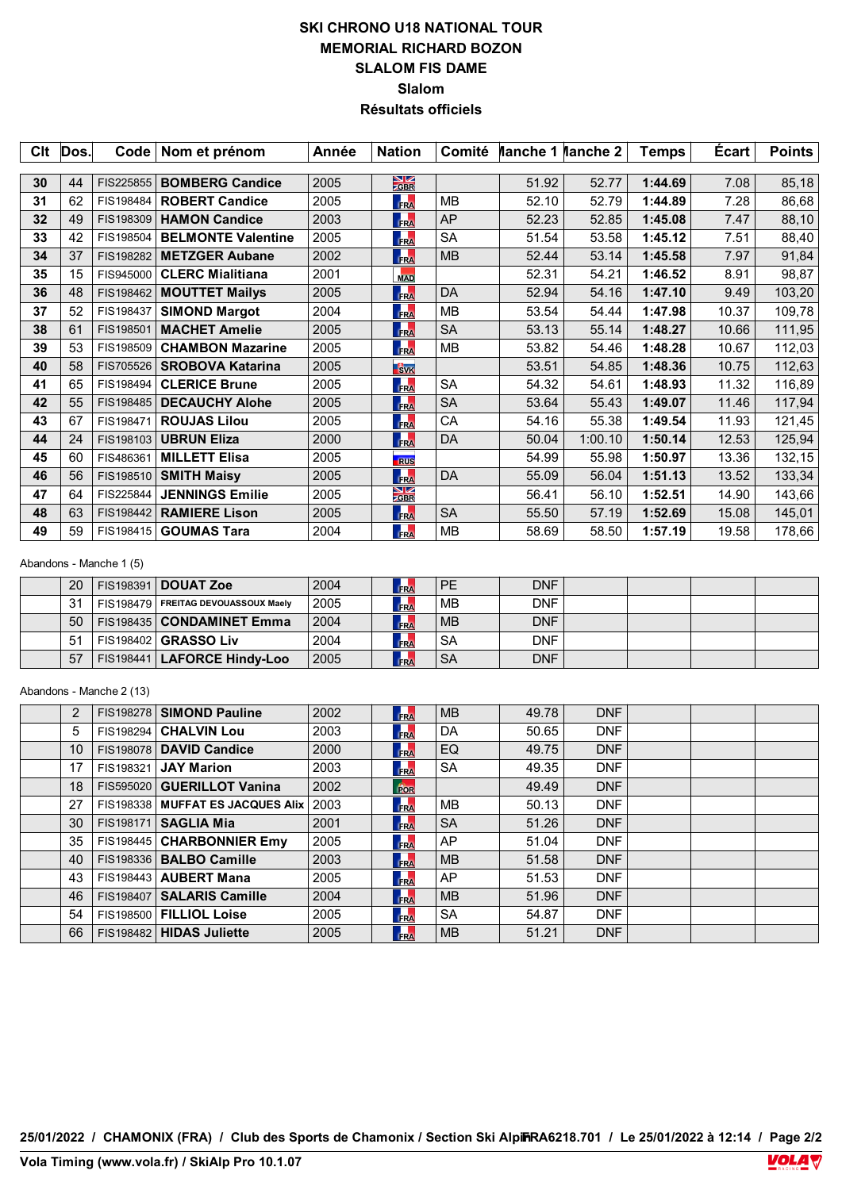# SKI CHRONO U18 NATIONAL TOUR
## MEMORIAL RICHARD BOZON
## SLALOM FIS DAME
## Slalom
## Résultats officiels

| Clt | Dos. | Code | Nom et prénom | Année | Nation | Comité | Manche 1 | Manche 2 | Temps | Écart | Points |
|---|---|---|---|---|---|---|---|---|---|---|---|
| **30** | 44 | FIS225855 | **BOMBERG Candice** | 2005 | GBR | | 51.92 | 52.77 | **1:44.69** | 7.08 | 85,18 |
| **31** | 62 | FIS198484 | **ROBERT Candice** | 2005 | FRA | MB | 52.10 | 52.79 | **1:44.89** | 7.28 | 86,68 |
| **32** | 49 | FIS198309 | **HAMON Candice** | 2003 | FRA | AP | 52.23 | 52.85 | **1:45.08** | 7.47 | 88,10 |
| **33** | 42 | FIS198504 | **BELMONTE Valentine** | 2005 | FRA | SA | 51.54 | 53.58 | **1:45.12** | 7.51 | 88,40 |
| **34** | 37 | FIS198282 | **METZGER Aubane** | 2002 | FRA | MB | 52.44 | 53.14 | **1:45.58** | 7.97 | 91,84 |
| **35** | 15 | FIS945000 | **CLERC Mialitiana** | 2001 | MAD | | 52.31 | 54.21 | **1:46.52** | 8.91 | 98,87 |
| **36** | 48 | FIS198462 | **MOUTTET Mailys** | 2005 | FRA | DA | 52.94 | 54.16 | **1:47.10** | 9.49 | 103,20 |
| **37** | 52 | FIS198437 | **SIMOND Margot** | 2004 | FRA | MB | 53.54 | 54.44 | **1:47.98** | 10.37 | 109,78 |
| **38** | 61 | FIS198501 | **MACHET Amelie** | 2005 | FRA | SA | 53.13 | 55.14 | **1:48.27** | 10.66 | 111,95 |
| **39** | 53 | FIS198509 | **CHAMBON Mazarine** | 2005 | FRA | MB | 53.82 | 54.46 | **1:48.28** | 10.67 | 112,03 |
| **40** | 58 | FIS705526 | **SROBOVA Katarina** | 2005 | SVK | | 53.51 | 54.85 | **1:48.36** | 10.75 | 112,63 |
| **41** | 65 | FIS198494 | **CLERICE Brune** | 2005 | FRA | SA | 54.32 | 54.61 | **1:48.93** | 11.32 | 116,89 |
| **42** | 55 | FIS198485 | **DECAUCHY Alohe** | 2005 | FRA | SA | 53.64 | 55.43 | **1:49.07** | 11.46 | 117,94 |
| **43** | 67 | FIS198471 | **ROUJAS Lilou** | 2005 | FRA | CA | 54.16 | 55.38 | **1:49.54** | 11.93 | 121,45 |
| **44** | 24 | FIS198103 | **UBRUN Eliza** | 2000 | FRA | DA | 50.04 | 1:00.10 | **1:50.14** | 12.53 | 125,94 |
| **45** | 60 | FIS486361 | **MILLETT Elisa** | 2005 | RUS | | 54.99 | 55.98 | **1:50.97** | 13.36 | 132,15 |
| **46** | 56 | FIS198510 | **SMITH Maisy** | 2005 | FRA | DA | 55.09 | 56.04 | **1:51.13** | 13.52 | 133,34 |
| **47** | 64 | FIS225844 | **JENNINGS Emilie** | 2005 | GBR | | 56.41 | 56.10 | **1:52.51** | 14.90 | 143,66 |
| **48** | 63 | FIS198442 | **RAMIERE Lison** | 2005 | FRA | SA | 55.50 | 57.19 | **1:52.69** | 15.08 | 145,01 |
| **49** | 59 | FIS198415 | **GOUMAS Tara** | 2004 | FRA | MB | 58.69 | 58.50 | **1:57.19** | 19.58 | 178,66 |

Abandons - Manche 1 (5)

| Clt | Dos. | Code | Nom et prénom | Année | Nation | Comité | Manche 1 | Manche 2 | Temps | Écart | Points |
|---|---|---|---|---|---|---|---|---|---|---|---|
| | 20 | FIS198391 | **DOUAT Zoe** | 2004 | FRA | PE | DNF | | | | |
| | 31 | FIS198479 | **FREITAG DEVOUASSOUX Maely** | 2005 | FRA | MB | DNF | | | | |
| | 50 | FIS198435 | **CONDAMINET Emma** | 2004 | FRA | MB | DNF | | | | |
| | 51 | FIS198402 | **GRASSO Liv** | 2004 | FRA | SA | DNF | | | | |
| | 57 | FIS198441 | **LAFORCE Hindy-Loo** | 2005 | FRA | SA | DNF | | | | |

Abandons - Manche 2 (13)

| Clt | Dos. | Code | Nom et prénom | Année | Nation | Comité | Manche 1 | Manche 2 | Temps | Écart | Points |
|---|---|---|---|---|---|---|---|---|---|---|---|
| | 2 | FIS198278 | **SIMOND Pauline** | 2002 | FRA | MB | 49.78 | DNF | | | |
| | 5 | FIS198294 | **CHALVIN Lou** | 2003 | FRA | DA | 50.65 | DNF | | | |
| | 10 | FIS198078 | **DAVID Candice** | 2000 | FRA | EQ | 49.75 | DNF | | | |
| | 17 | FIS198321 | **JAY Marion** | 2003 | FRA | SA | 49.35 | DNF | | | |
| | 18 | FIS595020 | **GUERILLOT Vanina** | 2002 | POR | | 49.49 | DNF | | | |
| | 27 | FIS198338 | **MUFFAT ES JACQUES Alix** | 2003 | FRA | MB | 50.13 | DNF | | | |
| | 30 | FIS198171 | **SAGLIA Mia** | 2001 | FRA | SA | 51.26 | DNF | | | |
| | 35 | FIS198445 | **CHARBONNIER Emy** | 2005 | FRA | AP | 51.04 | DNF | | | |
| | 40 | FIS198336 | **BALBO Camille** | 2003 | FRA | MB | 51.58 | DNF | | | |
| | 43 | FIS198443 | **AUBERT Mana** | 2005 | FRA | AP | 51.53 | DNF | | | |
| | 46 | FIS198407 | **SALARIS Camille** | 2004 | FRA | MB | 51.96 | DNF | | | |
| | 54 | FIS198500 | **FILLIOL Loise** | 2005 | FRA | SA | 54.87 | DNF | | | |
| | 66 | FIS198482 | **HIDAS Juliette** | 2005 | FRA | MB | 51.21 | DNF | | | |

**25/01/2022 / CHAMONIX (FRA) / Club des Sports de Chamonix / Section Ski Alpin FRA6218.701 / Le 25/01/2022 à 12:14**

**Vola Timing (www.vola.fr) / SkiAlp Pro 10.1.07**